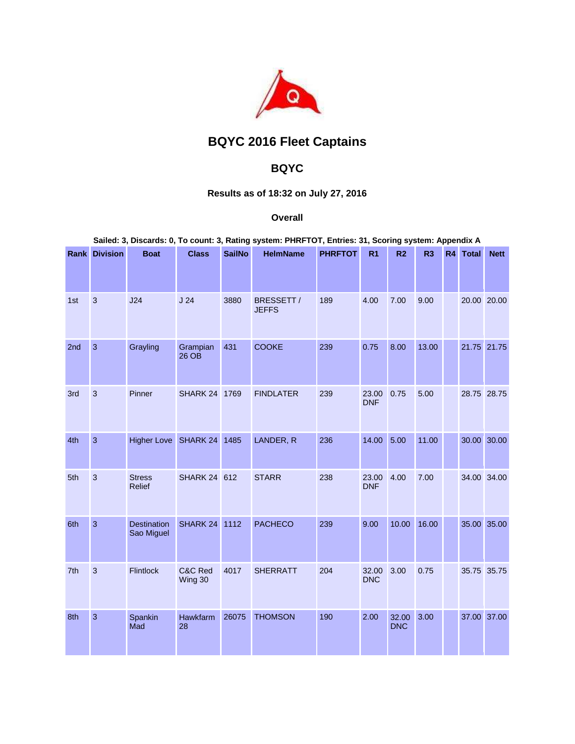# BQYC 2016 Fleet Captains

## BQYC

### Results as of 18:32 on July 27, 2016

#### Overall

**Sailed: 3, Discards: 0, To count: 3, Rating system: PHRFTOT, Entries: 31, Scoring system: Appendix A**

| Rank | Division | Boat | Class | SailNo | HelmName | PHRFTOT | R1 | R2 | R3 | R4 | Total | Nett |
|---|---|---|---|---|---|---|---|---|---|---|---|---|
| 1st | 3 | J24 | J 24 | 3880 | BRESSETT / JEFFS | 189 | 4.00 | 7.00 | 9.00 | | 20.00 | 20.00 |
| 2nd | 3 | Grayling | Grampian 26 OB | 431 | COOKE | 239 | 0.75 | 8.00 | 13.00 | | 21.75 | 21.75 |
| 3rd | 3 | Pinner | SHARK 24 | 1769 | FINDLATER | 239 | 23.00 DNF | 0.75 | 5.00 | | 28.75 | 28.75 |
| 4th | 3 | Higher Love | SHARK 24 | 1485 | LANDER, R | 236 | 14.00 | 5.00 | 11.00 | | 30.00 | 30.00 |
| 5th | 3 | Stress Relief | SHARK 24 | 612 | STARR | 238 | 23.00 DNF | 4.00 | 7.00 | | 34.00 | 34.00 |
| 6th | 3 | Destination Sao Miguel | SHARK 24 | 1112 | PACHECO | 239 | 9.00 | 10.00 | 16.00 | | 35.00 | 35.00 |
| 7th | 3 | Flintlock | C&C Red Wing 30 | 4017 | SHERRATT | 204 | 32.00 DNC | 3.00 | 0.75 | | 35.75 | 35.75 |
| 8th | 3 | Spankin Mad | Hawkfarm 28 | 26075 | THOMSON | 190 | 2.00 | 32.00 DNC | 3.00 | | 37.00 | 37.00 |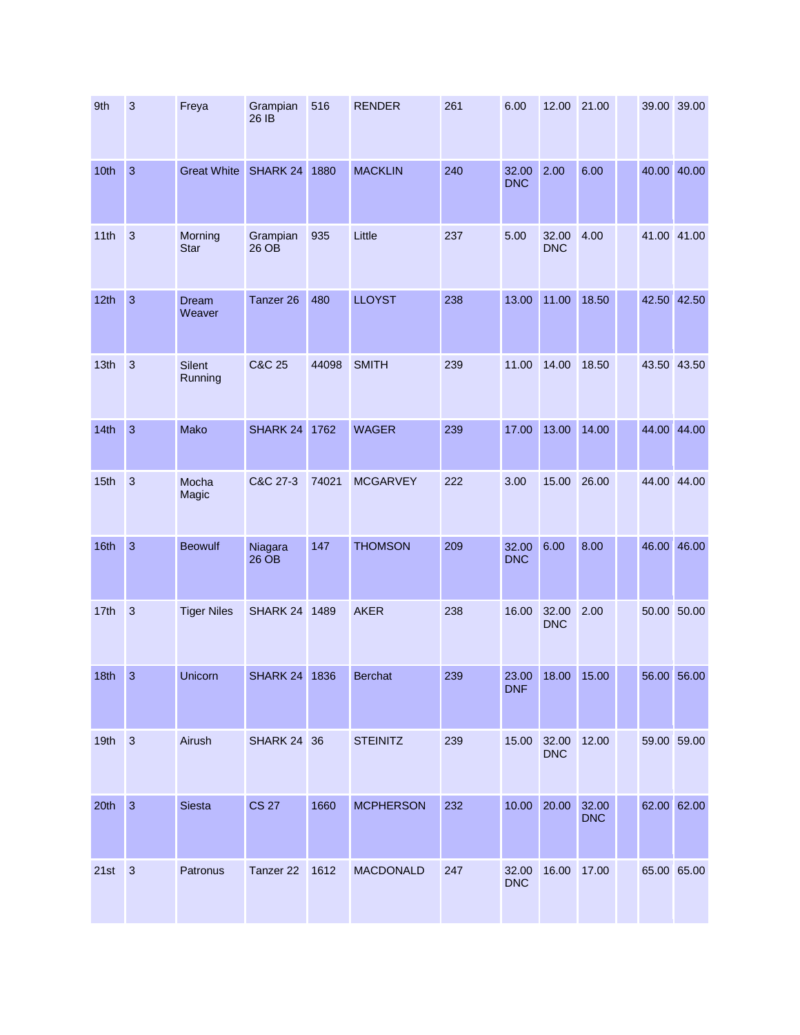| | | | | | | | | | | | | |
|---|---|---|---|---|---|---|---|---|---|---|---|---|
| 9th | 3 | Freya | Grampian 26 IB | 516 | RENDER | 261 | 6.00 | 12.00 | 21.00 | | 39.00 | 39.00 |
| 10th | 3 | Great White | SHARK 24 | 1880 | MACKLIN | 240 | 32.00 DNC | 2.00 | 6.00 | | 40.00 | 40.00 |
| 11th | 3 | Morning Star | Grampian 26 OB | 935 | Little | 237 | 5.00 | 32.00 DNC | 4.00 | | 41.00 | 41.00 |
| 12th | 3 | Dream Weaver | Tanzer 26 | 480 | LLOYST | 238 | 13.00 | 11.00 | 18.50 | | 42.50 | 42.50 |
| 13th | 3 | Silent Running | C&C 25 | 44098 | SMITH | 239 | 11.00 | 14.00 | 18.50 | | 43.50 | 43.50 |
| 14th | 3 | Mako | SHARK 24 | 1762 | WAGER | 239 | 17.00 | 13.00 | 14.00 | | 44.00 | 44.00 |
| 15th | 3 | Mocha Magic | C&C 27-3 | 74021 | MCGARVEY | 222 | 3.00 | 15.00 | 26.00 | | 44.00 | 44.00 |
| 16th | 3 | Beowulf | Niagara 26 OB | 147 | THOMSON | 209 | 32.00 DNC | 6.00 | 8.00 | | 46.00 | 46.00 |
| 17th | 3 | Tiger Niles | SHARK 24 | 1489 | AKER | 238 | 16.00 | 32.00 DNC | 2.00 | | 50.00 | 50.00 |
| 18th | 3 | Unicorn | SHARK 24 | 1836 | Berchat | 239 | 23.00 DNF | 18.00 | 15.00 | | 56.00 | 56.00 |
| 19th | 3 | Airush | SHARK 24 | 36 | STEINITZ | 239 | 15.00 | 32.00 DNC | 12.00 | | 59.00 | 59.00 |
| 20th | 3 | Siesta | CS 27 | 1660 | MCPHERSON | 232 | 10.00 | 20.00 | 32.00 DNC | | 62.00 | 62.00 |
| 21st | 3 | Patronus | Tanzer 22 | 1612 | MACDONALD | 247 | 32.00 DNC | 16.00 | 17.00 | | 65.00 | 65.00 |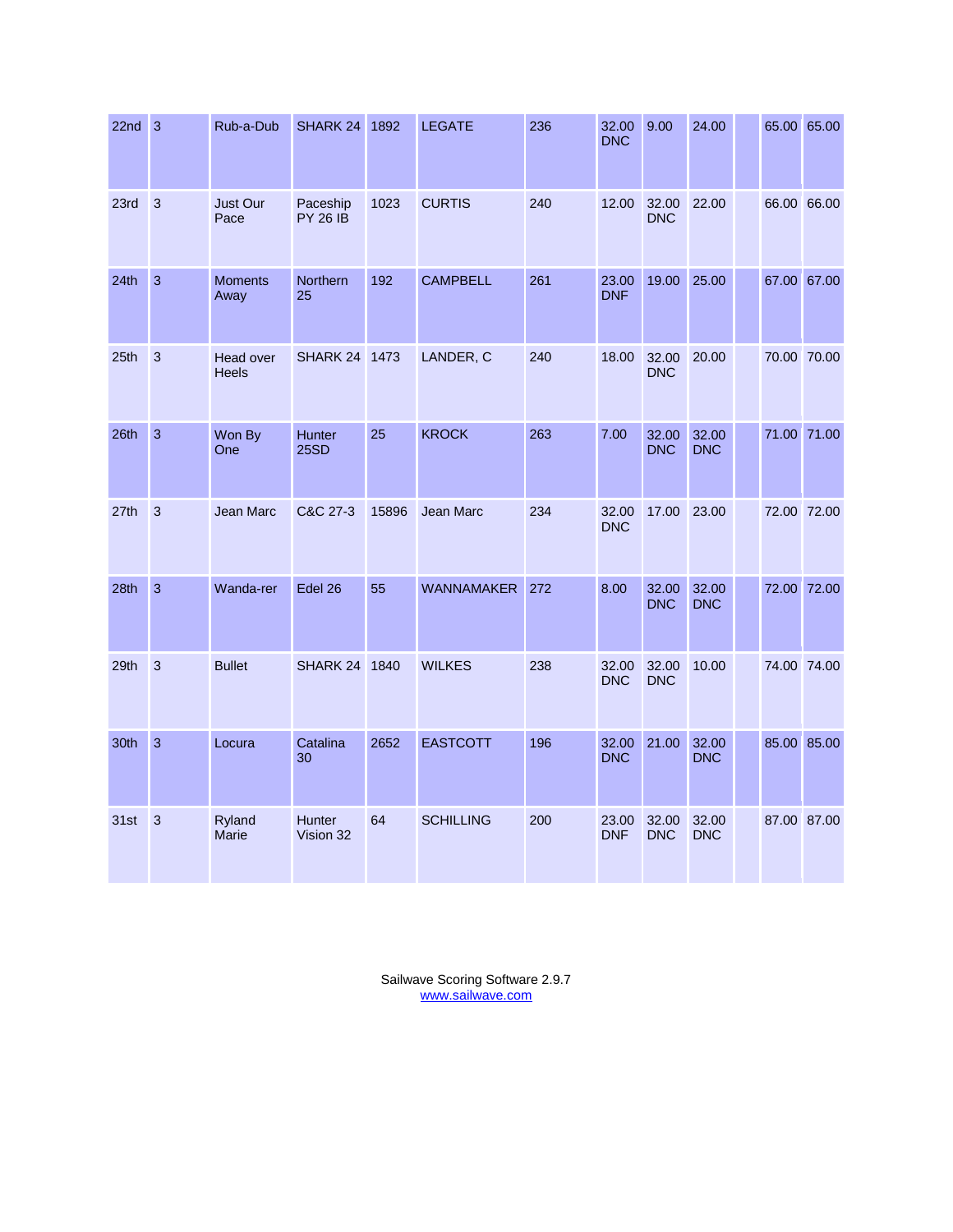| | | | | | | | | | | | | |
|---|---|---|---|---|---|---|---|---|---|---|---|---|
| 22nd | 3 | Rub-a-Dub | SHARK 24 | 1892 | LEGATE | 236 | 32.00 DNC | 9.00 | 24.00 | | 65.00 | 65.00 |
| 23rd | 3 | Just Our Pace | Paceship PY 26 IB | 1023 | CURTIS | 240 | 12.00 | 32.00 DNC | 22.00 | | 66.00 | 66.00 |
| 24th | 3 | Moments Away | Northern 25 | 192 | CAMPBELL | 261 | 23.00 DNF | 19.00 | 25.00 | | 67.00 | 67.00 |
| 25th | 3 | Head over Heels | SHARK 24 | 1473 | LANDER, C | 240 | 18.00 | 32.00 DNC | 20.00 | | 70.00 | 70.00 |
| 26th | 3 | Won By One | Hunter 25SD | 25 | KROCK | 263 | 7.00 | 32.00 DNC | 32.00 DNC | | 71.00 | 71.00 |
| 27th | 3 | Jean Marc | C&C 27-3 | 15896 | Jean Marc | 234 | 32.00 DNC | 17.00 | 23.00 | | 72.00 | 72.00 |
| 28th | 3 | Wanda-rer | Edel 26 | 55 | WANNAMAKER | 272 | 8.00 | 32.00 DNC | 32.00 DNC | | 72.00 | 72.00 |
| 29th | 3 | Bullet | SHARK 24 | 1840 | WILKES | 238 | 32.00 DNC | 32.00 DNC | 10.00 | | 74.00 | 74.00 |
| 30th | 3 | Locura | Catalina 30 | 2652 | EASTCOTT | 196 | 32.00 DNC | 21.00 | 32.00 DNC | | 85.00 | 85.00 |
| 31st | 3 | Ryland Marie | Hunter Vision 32 | 64 | SCHILLING | 200 | 23.00 DNF | 32.00 DNC | 32.00 DNC | | 87.00 | 87.00 |

Sailwave Scoring Software 2.9.7
www.sailwave.com